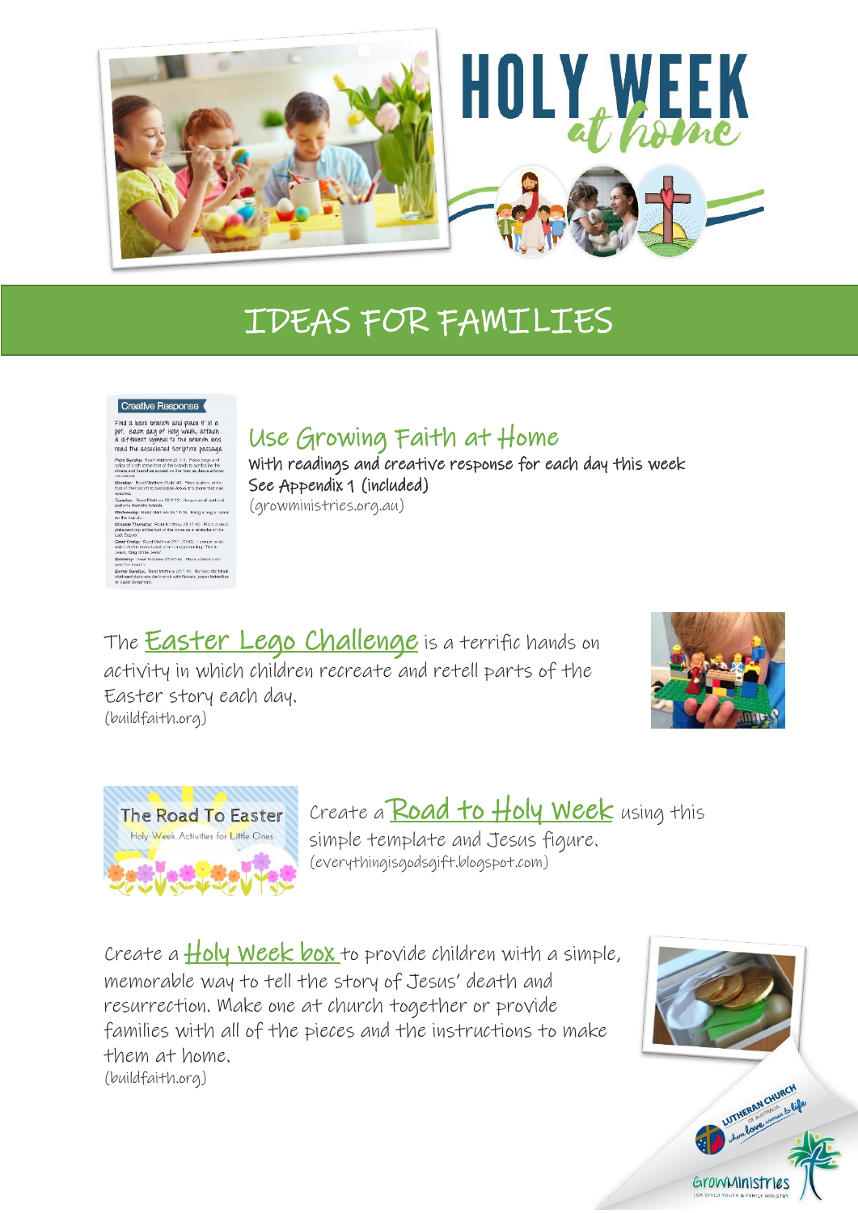# HOLY WEEK *at home*

## IDEAS FOR FAMILIES

### Use Growing Faith at Home

With readings and creative response for each day this week
See Appendix 1 (included)
(growministries.org.au)

The **Easter Lego Challenge** is a terrific hands on activity in which children recreate and retell parts of the Easter story each day.
(buildfaith.org)

Create a **Road to Holy Week** using this simple template and Jesus figure.
(everythingisgodsgift.blogspot.com)

Create a **Holy Week box** to provide children with a simple, memorable way to tell the story of Jesus' death and resurrection. Make one at church together or provide families with all of the pieces and the instructions to make them at home.
(buildfaith.org)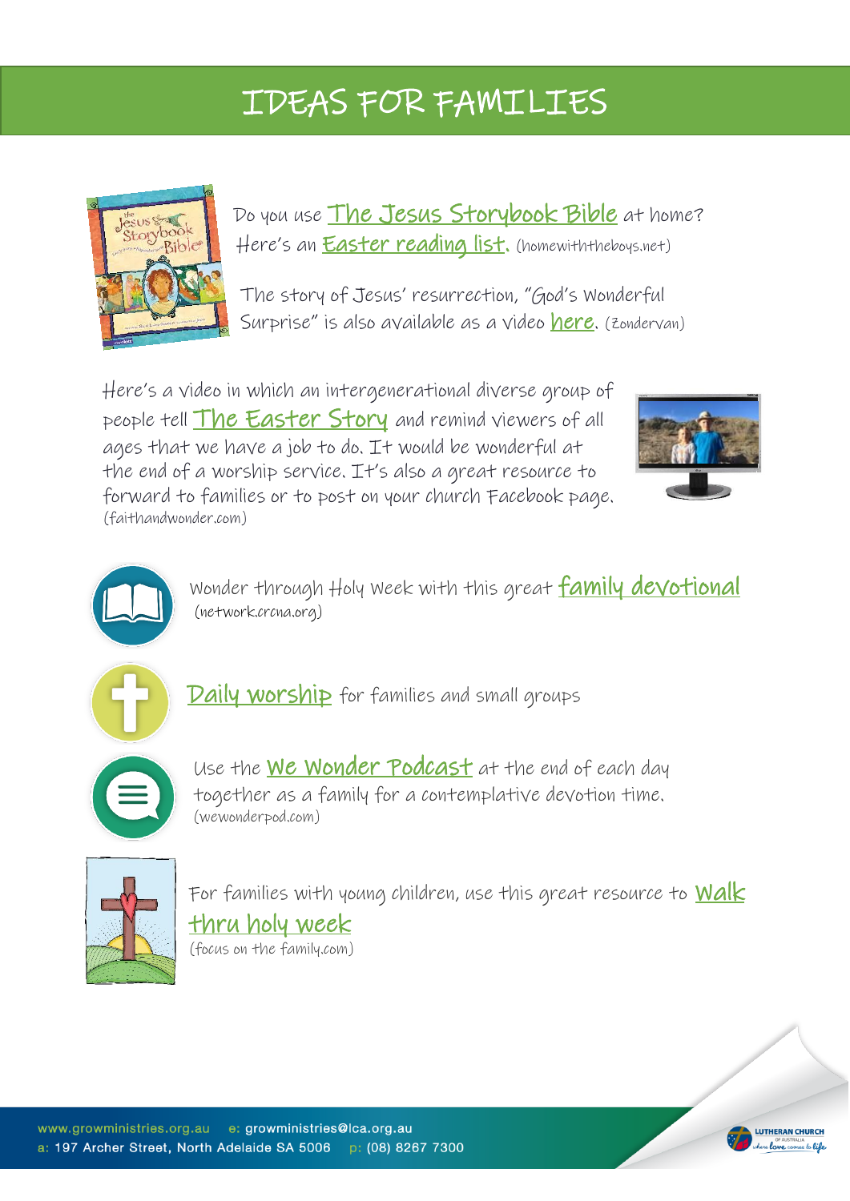# IDEAS FOR FAMILIES

Do you use The Jesus Storybook Bible at home? Here's an Easter reading list. (homewiththeboys.net)

The story of Jesus' resurrection, "God's Wonderful Surprise" is also available as a video here. (Zondervan)

Here's a video in which an intergenerational diverse group of people tell The Easter Story and remind viewers of all ages that we have a job to do. It would be wonderful at the end of a worship service. It's also a great resource to forward to families or to post on your church Facebook page. (faithandwonder.com)

Wonder through Holy Week with this great family devotional (network.crcna.org)

Daily worship for families and small groups

Use the We Wonder Podcast at the end of each day together as a family for a contemplative devotion time. (wewonderpod.com)

For families with young children, use this great resource to Walk thru holy week (focus on the family.com)

www.growministries.org.au e: growministries@lca.org.au
a: 197 Archer Street, North Adelaide SA 5006 p: (08) 8267 7300